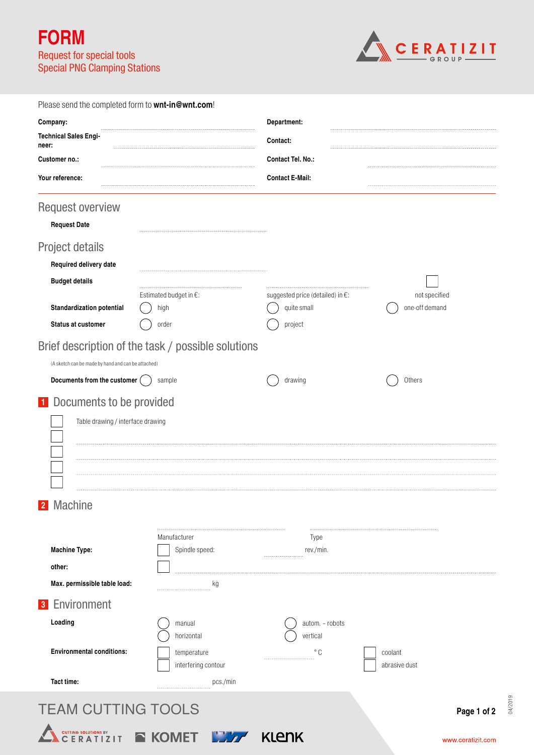# FORM

Request for special tools
Special PNG Clamping Stations

CERATIZIT GROUP

Please send the completed form to **wnt-in@wnt.com**!

| | | | |
|---|---|---|---|
| **Company:** | ................................ | **Department:** | ................................ |
| **Technical Sales Engineer:** | ................................ | **Contact:** | ................................ |
| **Customer no.:** | ................................ | **Contact Tel. No.:** | ................................ |
| **Your reference:** | ................................ | **Contact E-Mail:** | ................................ |

## Request overview

**Request Date** ................................

## Project details

**Required delivery date** ................................

**Budget details**

| | | | |
|---|---|---|---|
| **Budget details** | Estimated budget in €: ................ | suggested price (detailed) in €: ................ | ☐ not specified |
| **Standardization potential** | ◯ high | ◯ quite small | ◯ one-off demand |
| **Status at customer** | ◯ order | ◯ project | |

## Brief description of the task / possible solutions

(A sketch can be made by hand and can be attached)

**Documents from the customer** ◯ sample ◯ drawing ◯ Others

## 1 Documents to be provided

- ☐ Table drawing / interface drawing
- ☐ ................................
- ☐ ................................
- ☐ ................................
- ☐ ................................

## 2 Machine

| | | |
|---|---|---|
| **Machine Type:** | Manufacturer ................ | Type ................ |
| | ☐ Spindle speed: ................ rev./min. | |
| **other:** | ☐ ................................ | |
| **Max. permissible table load:** | ................ kg | |

## 3 Environment

| | | | |
|---|---|---|---|
| **Loading** | ◯ manual | ◯ autom. – robots | |
| | ◯ horizontal | ◯ vertical | |
| **Environmental conditions:** | ☐ temperature | ................ °C | ☐ coolant |
| | ☐ interfering contour | | ☐ abrasive dust |
| **Tact time:** | ................ pcs./min | | |

TEAM CUTTING TOOLS

CERATIZIT KOMET WNT KLENK

www.ceratizit.com

04/2019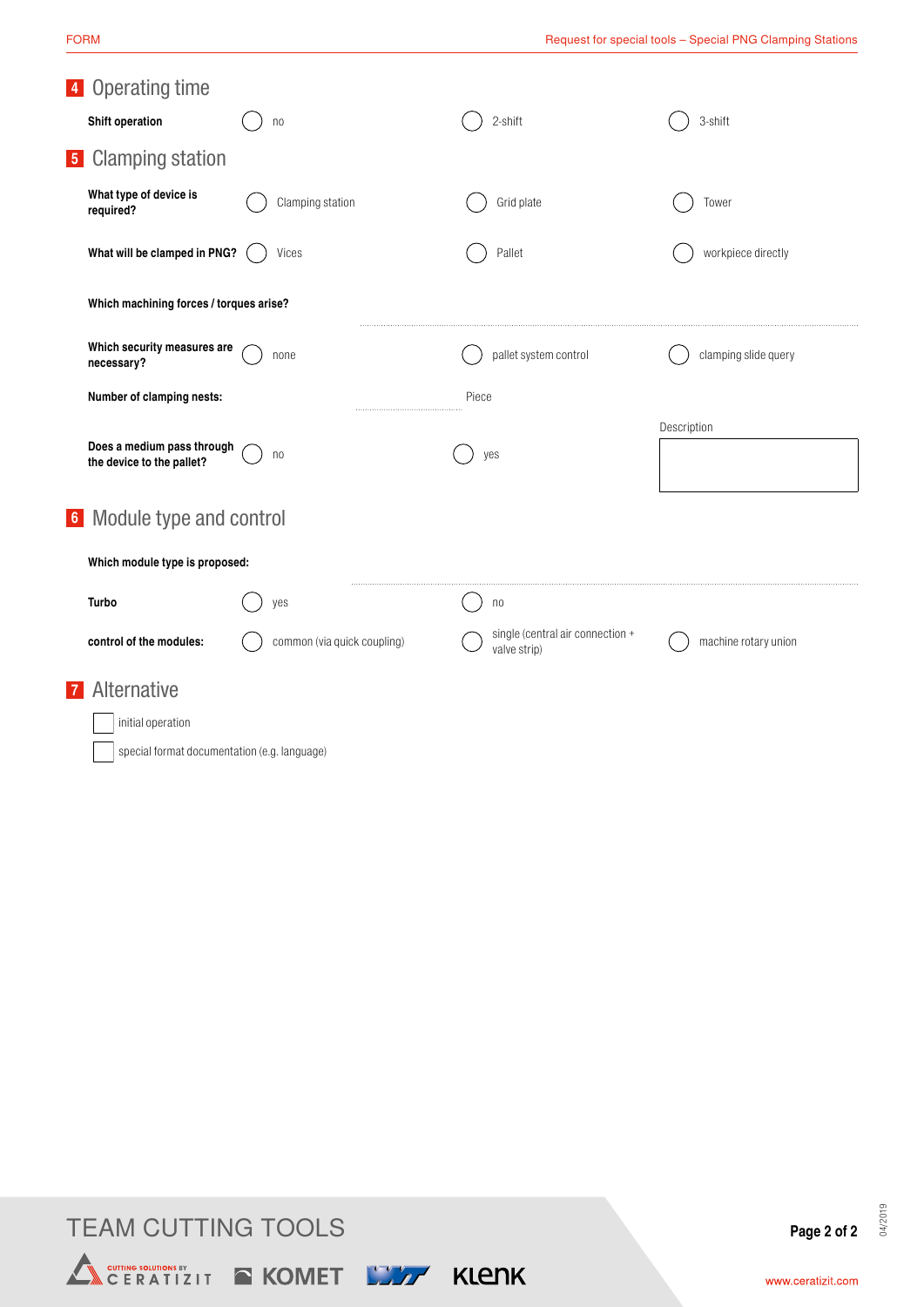## 4 Operating time

**Shift operation** ◯ no ◯ 2-shift ◯ 3-shift

## 5 Clamping station

**What type of device is required?** ◯ Clamping station ◯ Grid plate ◯ Tower

**What will be clamped in PNG?** ◯ Vices ◯ Pallet ◯ workpiece directly

**Which machining forces / torques arise?** ................................................

**Which security measures are necessary?** ◯ none ◯ pallet system control ◯ clamping slide query

**Number of clamping nests:** .................... Piece

**Does a medium pass through the device to the pallet?** ◯ no ◯ yes

Description

## 6 Module type and control

**Which module type is proposed:** ................................................

**Turbo** ◯ yes ◯ no

**control of the modules:** ◯ common (via quick coupling) ◯ single (central air connection + valve strip) ◯ machine rotary union

## 7 Alternative

☐ initial operation

☐ special format documentation (e.g. language)

TEAM CUTTING TOOLS

CUTTING SOLUTIONS BY CERATIZIT KOMET WNT KLENK

www.ceratizit.com

04/2019